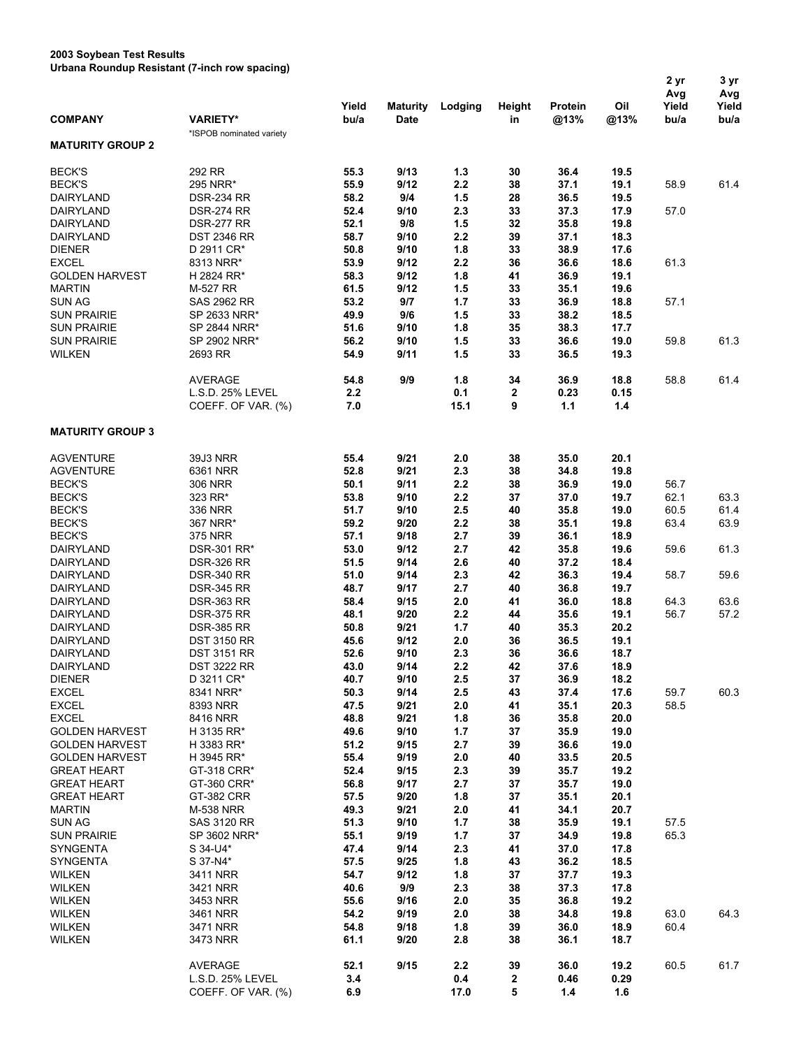**2003 Soybean Test Results**
**Urbana Roundup Resistant (7-inch row spacing)**

| COMPANY | VARIETY* | Yield bu/a | Maturity Date | Lodging | Height in | Protein @13% | Oil @13% | 2 yr Avg Yield bu/a | 3 yr Avg Yield bu/a |
|---|---|---|---|---|---|---|---|---|---|
| | *ISPOB nominated variety | | | | | | | | |
| **MATURITY GROUP 2** | | | | | | | | | |
| BECK'S | 292 RR | 55.3 | 9/13 | 1.3 | 30 | 36.4 | 19.5 | | |
| BECK'S | 295 NRR* | 55.9 | 9/12 | 2.2 | 38 | 37.1 | 19.1 | 58.9 | 61.4 |
| DAIRYLAND | DSR-234 RR | 58.2 | 9/4 | 1.5 | 28 | 36.5 | 19.5 | | |
| DAIRYLAND | DSR-274 RR | 52.4 | 9/10 | 2.3 | 33 | 37.3 | 17.9 | 57.0 | |
| DAIRYLAND | DSR-277 RR | 52.1 | 9/8 | 1.5 | 32 | 35.8 | 19.8 | | |
| DAIRYLAND | DST 2346 RR | 58.7 | 9/10 | 2.2 | 39 | 37.1 | 18.3 | | |
| DIENER | D 2911 CR* | 50.8 | 9/10 | 1.8 | 33 | 38.9 | 17.6 | | |
| EXCEL | 8313 NRR* | 53.9 | 9/12 | 2.2 | 36 | 36.6 | 18.6 | 61.3 | |
| GOLDEN HARVEST | H 2824 RR* | 58.3 | 9/12 | 1.8 | 41 | 36.9 | 19.1 | | |
| MARTIN | M-527 RR | 61.5 | 9/12 | 1.5 | 33 | 35.1 | 19.6 | | |
| SUN AG | SAS 2962 RR | 53.2 | 9/7 | 1.7 | 33 | 36.9 | 18.8 | 57.1 | |
| SUN PRAIRIE | SP 2633 NRR* | 49.9 | 9/6 | 1.5 | 33 | 38.2 | 18.5 | | |
| SUN PRAIRIE | SP 2844 NRR* | 51.6 | 9/10 | 1.8 | 35 | 38.3 | 17.7 | | |
| SUN PRAIRIE | SP 2902 NRR* | 56.2 | 9/10 | 1.5 | 33 | 36.6 | 19.0 | 59.8 | 61.3 |
| WILKEN | 2693 RR | 54.9 | 9/11 | 1.5 | 33 | 36.5 | 19.3 | | |
| | AVERAGE | 54.8 | 9/9 | 1.8 | 34 | 36.9 | 18.8 | 58.8 | 61.4 |
| | L.S.D. 25% LEVEL | 2.2 | | 0.1 | 2 | 0.23 | 0.15 | | |
| | COEFF. OF VAR. (%) | 7.0 | | 15.1 | 9 | 1.1 | 1.4 | | |
| **MATURITY GROUP 3** | | | | | | | | | |
| AGVENTURE | 39J3 NRR | 55.4 | 9/21 | 2.0 | 38 | 35.0 | 20.1 | | |
| AGVENTURE | 6361 NRR | 52.8 | 9/21 | 2.3 | 38 | 34.8 | 19.8 | | |
| BECK'S | 306 NRR | 50.1 | 9/11 | 2.2 | 38 | 36.9 | 19.0 | 56.7 | |
| BECK'S | 323 RR* | 53.8 | 9/10 | 2.2 | 37 | 37.0 | 19.7 | 62.1 | 63.3 |
| BECK'S | 336 NRR | 51.7 | 9/10 | 2.5 | 40 | 35.8 | 19.0 | 60.5 | 61.4 |
| BECK'S | 367 NRR* | 59.2 | 9/20 | 2.2 | 38 | 35.1 | 19.8 | 63.4 | 63.9 |
| BECK'S | 375 NRR | 57.1 | 9/18 | 2.7 | 39 | 36.1 | 18.9 | | |
| DAIRYLAND | DSR-301 RR* | 53.0 | 9/12 | 2.7 | 42 | 35.8 | 19.6 | 59.6 | 61.3 |
| DAIRYLAND | DSR-326 RR | 51.5 | 9/14 | 2.6 | 40 | 37.2 | 18.4 | | |
| DAIRYLAND | DSR-340 RR | 51.0 | 9/14 | 2.3 | 42 | 36.3 | 19.4 | 58.7 | 59.6 |
| DAIRYLAND | DSR-345 RR | 48.7 | 9/17 | 2.7 | 40 | 36.8 | 19.7 | | |
| DAIRYLAND | DSR-363 RR | 58.4 | 9/15 | 2.0 | 41 | 36.0 | 18.8 | 64.3 | 63.6 |
| DAIRYLAND | DSR-375 RR | 48.1 | 9/20 | 2.2 | 44 | 35.6 | 19.1 | 56.7 | 57.2 |
| DAIRYLAND | DSR-385 RR | 50.8 | 9/21 | 1.7 | 40 | 35.3 | 20.2 | | |
| DAIRYLAND | DST 3150 RR | 45.6 | 9/12 | 2.0 | 36 | 36.5 | 19.1 | | |
| DAIRYLAND | DST 3151 RR | 52.6 | 9/10 | 2.3 | 36 | 36.6 | 18.7 | | |
| DAIRYLAND | DST 3222 RR | 43.0 | 9/14 | 2.2 | 42 | 37.6 | 18.9 | | |
| DIENER | D 3211 CR* | 40.7 | 9/10 | 2.5 | 37 | 36.9 | 18.2 | | |
| EXCEL | 8341 NRR* | 50.3 | 9/14 | 2.5 | 43 | 37.4 | 17.6 | 59.7 | 60.3 |
| EXCEL | 8393 NRR | 47.5 | 9/21 | 2.0 | 41 | 35.1 | 20.3 | 58.5 | |
| EXCEL | 8416 NRR | 48.8 | 9/21 | 1.8 | 36 | 35.8 | 20.0 | | |
| GOLDEN HARVEST | H 3135 RR* | 49.6 | 9/10 | 1.7 | 37 | 35.9 | 19.0 | | |
| GOLDEN HARVEST | H 3383 RR* | 51.2 | 9/15 | 2.7 | 39 | 36.6 | 19.0 | | |
| GOLDEN HARVEST | H 3945 RR* | 55.4 | 9/19 | 2.0 | 40 | 33.5 | 20.5 | | |
| GREAT HEART | GT-318 CRR* | 52.4 | 9/15 | 2.3 | 39 | 35.7 | 19.2 | | |
| GREAT HEART | GT-360 CRR* | 56.8 | 9/17 | 2.7 | 37 | 35.7 | 19.0 | | |
| GREAT HEART | GT-382 CRR | 57.5 | 9/20 | 1.8 | 37 | 35.1 | 20.1 | | |
| MARTIN | M-538 NRR | 49.3 | 9/21 | 2.0 | 41 | 34.1 | 20.7 | | |
| SUN AG | SAS 3120 RR | 51.3 | 9/10 | 1.7 | 38 | 35.9 | 19.1 | 57.5 | |
| SUN PRAIRIE | SP 3602 NRR* | 55.1 | 9/19 | 1.7 | 37 | 34.9 | 19.8 | 65.3 | |
| SYNGENTA | S 34-U4* | 47.4 | 9/14 | 2.3 | 41 | 37.0 | 17.8 | | |
| SYNGENTA | S 37-N4* | 57.5 | 9/25 | 1.8 | 43 | 36.2 | 18.5 | | |
| WILKEN | 3411 NRR | 54.7 | 9/12 | 1.8 | 37 | 37.7 | 19.3 | | |
| WILKEN | 3421 NRR | 40.6 | 9/9 | 2.3 | 38 | 37.3 | 17.8 | | |
| WILKEN | 3453 NRR | 55.6 | 9/16 | 2.0 | 35 | 36.8 | 19.2 | | |
| WILKEN | 3461 NRR | 54.2 | 9/19 | 2.0 | 38 | 34.8 | 19.8 | 63.0 | 64.3 |
| WILKEN | 3471 NRR | 54.8 | 9/18 | 1.8 | 39 | 36.0 | 18.9 | 60.4 | |
| WILKEN | 3473 NRR | 61.1 | 9/20 | 2.8 | 38 | 36.1 | 18.7 | | |
| | AVERAGE | 52.1 | 9/15 | 2.2 | 39 | 36.0 | 19.2 | 60.5 | 61.7 |
| | L.S.D. 25% LEVEL | 3.4 | | 0.4 | 2 | 0.46 | 0.29 | | |
| | COEFF. OF VAR. (%) | 6.9 | | 17.0 | 5 | 1.4 | 1.6 | | |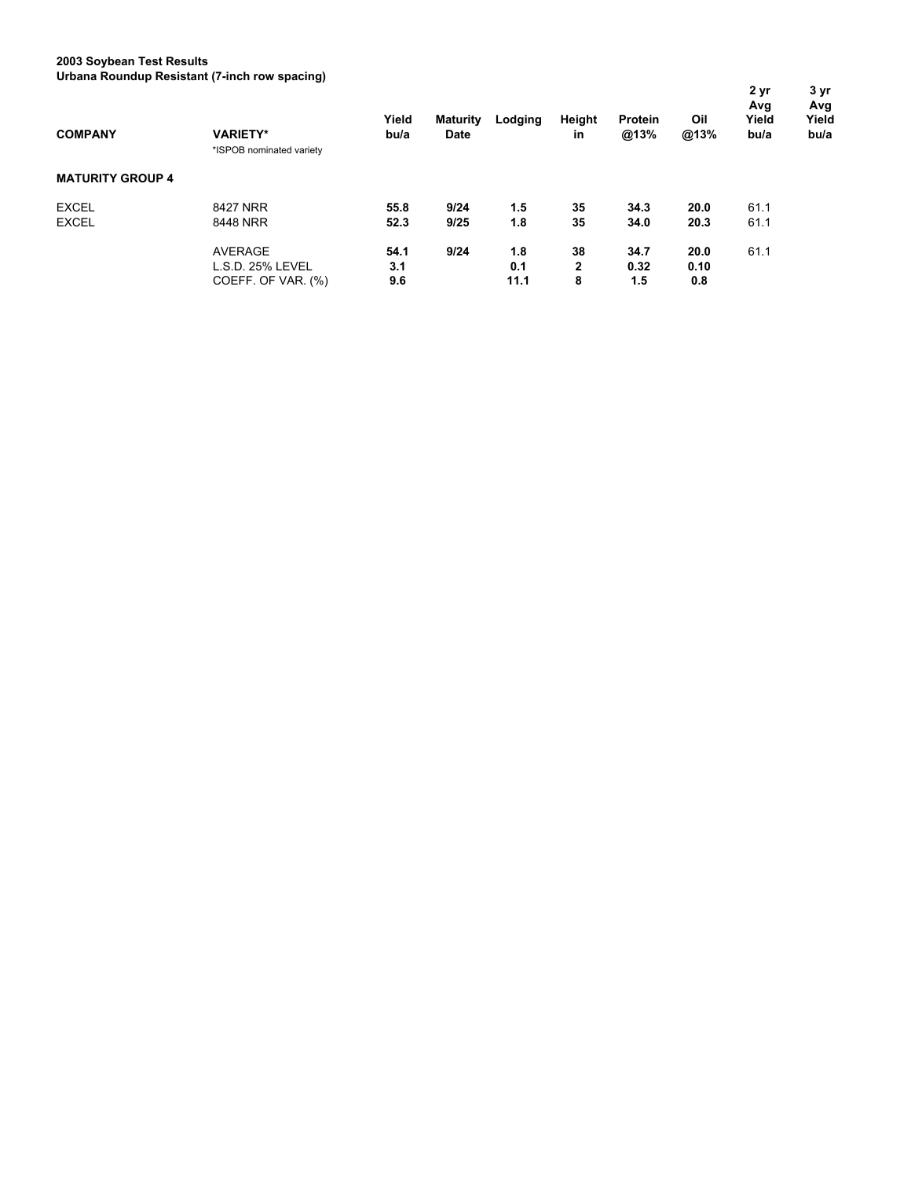**2003 Soybean Test Results**
**Urbana Roundup Resistant (7-inch row spacing)**

| COMPANY | VARIETY* | Yield bu/a | Maturity Date | Lodging | Height in | Protein @13% | Oil @13% | 2 yr Avg Yield bu/a | 3 yr Avg Yield bu/a |
|---|---|---|---|---|---|---|---|---|---|
| | *ISPOB nominated variety | | | | | | | | |
| **MATURITY GROUP 4** | | | | | | | | | |
| EXCEL | 8427 NRR | **55.8** | **9/24** | **1.5** | **35** | **34.3** | **20.0** | 61.1 | |
| EXCEL | 8448 NRR | **52.3** | **9/25** | **1.8** | **35** | **34.0** | **20.3** | 61.1 | |
| | AVERAGE | **54.1** | **9/24** | **1.8** | **38** | **34.7** | **20.0** | 61.1 | |
| | L.S.D. 25% LEVEL | **3.1** | | **0.1** | **2** | **0.32** | **0.10** | | |
| | COEFF. OF VAR. (%) | **9.6** | | **11.1** | **8** | **1.5** | **0.8** | | |